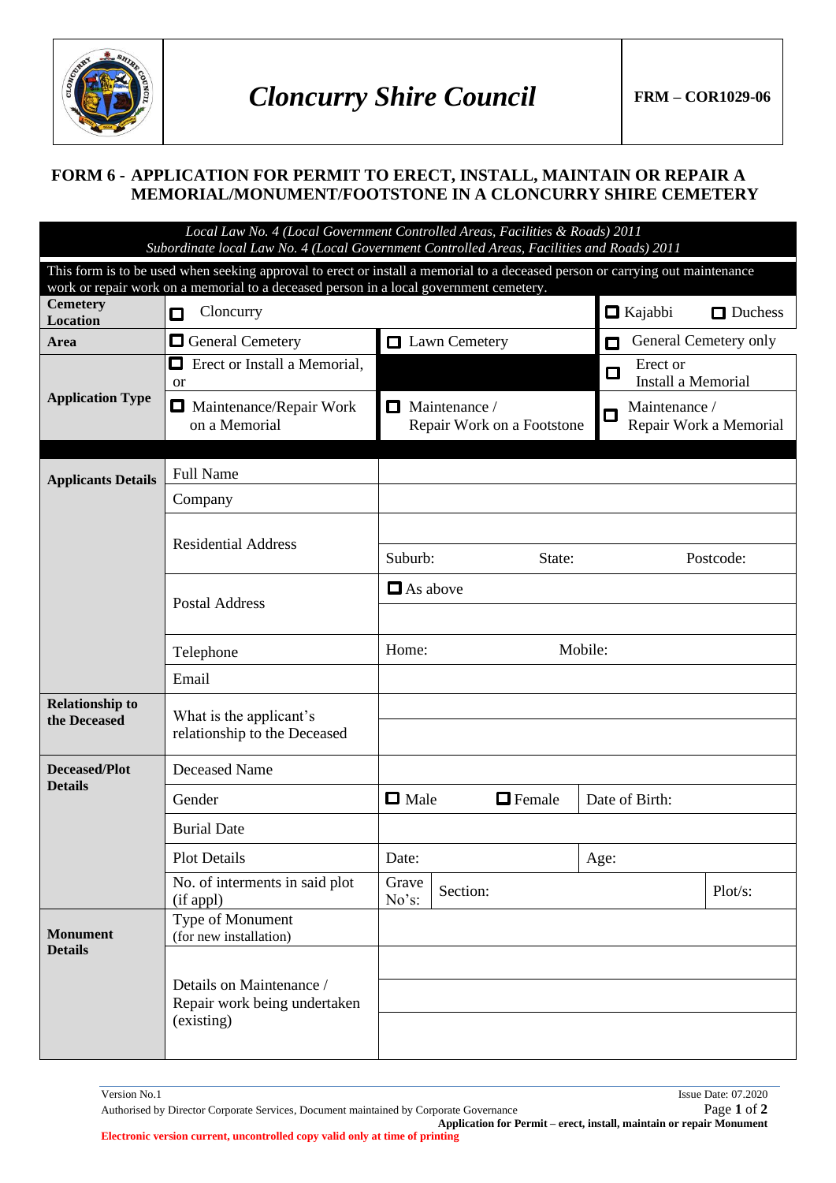| Cloncurry Shire Council | FRM – COR1029-06 |
|---|---|

# FORM 6 - APPLICATION FOR PERMIT TO ERECT, INSTALL, MAINTAIN OR REPAIR A MEMORIAL/MONUMENT/FOOTSTONE IN A CLONCURRY SHIRE CEMETERY

*Local Law No. 4 (Local Government Controlled Areas, Facilities & Roads) 2011*
*Subordinate local Law No. 4 (Local Government Controlled Areas, Facilities and Roads) 2011*

This form is to be used when seeking approval to erect or install a memorial to a deceased person or carrying out maintenance work or repair work on a memorial to a deceased person in a local government cemetery.

| | | | |
|---|---|---|---|
| **Cemetery Location** | ☐ Cloncurry | | ☐ Kajabbi ☐ Duchess |
| **Area** | ☐ General Cemetery | ☐ Lawn Cemetery | ☐ General Cemetery only |
| **Application Type** | ☐ Erect or Install a Memorial, or | | ☐ Erect or Install a Memorial |
| | ☐ Maintenance/Repair Work on a Memorial | ☐ Maintenance / Repair Work on a Footstone | ☐ Maintenance / Repair Work a Memorial |

| | | | | |
|---|---|---|---|---|
| **Applicants Details** | Full Name | | | |
| | Company | | | |
| | Residential Address | | | |
| | | Suburb: | State: | Postcode: |
| | Postal Address | ☐ As above | | |
| | | | | |
| | Telephone | Home: | Mobile: | |
| | Email | | | |
| **Relationship to the Deceased** | What is the applicant's relationship to the Deceased | | | |
| **Deceased/Plot Details** | Deceased Name | | | |
| | Gender | ☐ Male ☐ Female | Date of Birth: | |
| | Burial Date | | | |
| | Plot Details | Date: | Age: | |
| | No. of interments in said plot (if appl) | Grave No's: | Section: | Plot/s: |
| **Monument Details** | Type of Monument (for new installation) | | | |
| | Details on Maintenance / Repair work being undertaken (existing) | | | |

Version No.1
Issue Date: 07.2020
Authorised by Director Corporate Services, Document maintained by Corporate Governance
Application for Permit – erect, install, maintain or repair Monument
Electronic version current, uncontrolled copy valid only at time of printing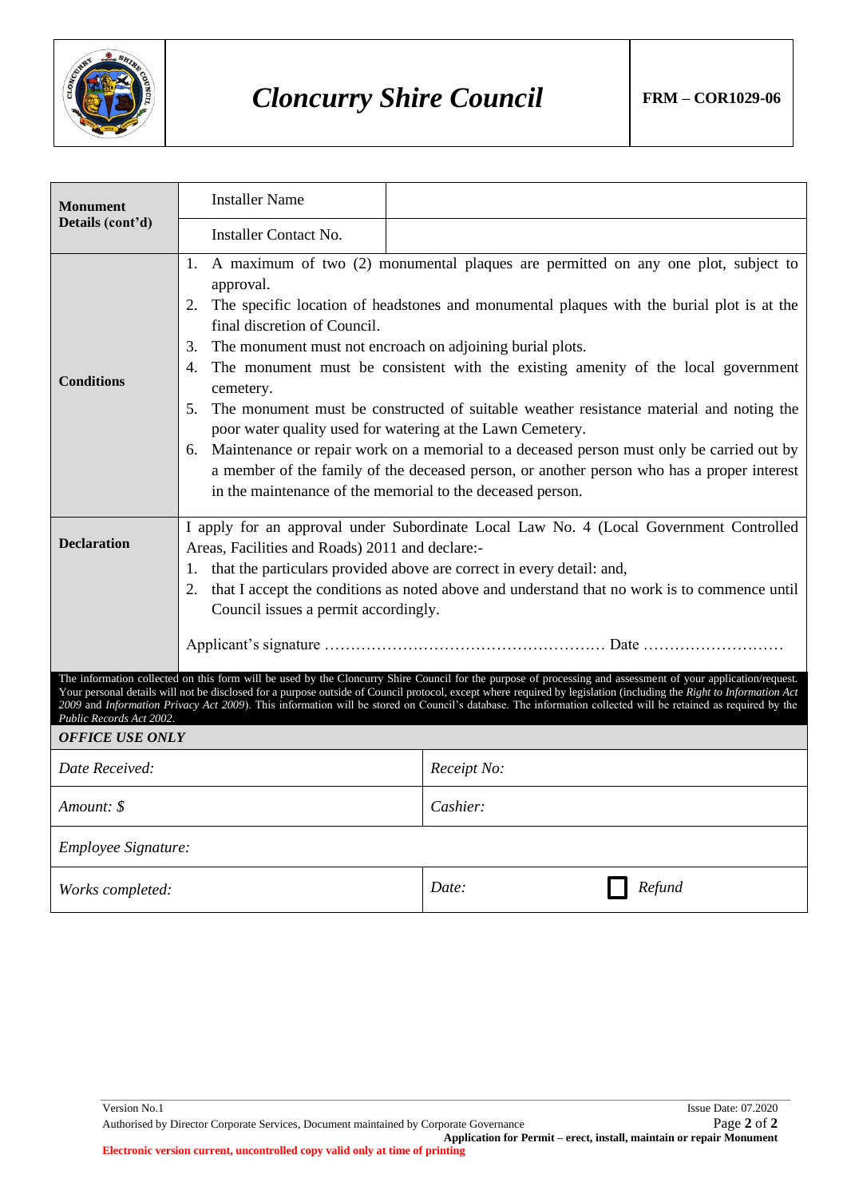| | | |
|---|---|---|
| **Monument Details (cont'd)** | Installer Name | |
| | Installer Contact No. | |
| **Conditions** | 1. A maximum of two (2) monumental plaques are permitted on any one plot, subject to approval.<br>2. The specific location of headstones and monumental plaques with the burial plot is at the final discretion of Council.<br>3. The monument must not encroach on adjoining burial plots.<br>4. The monument must be consistent with the existing amenity of the local government cemetery.<br>5. The monument must be constructed of suitable weather resistance material and noting the poor water quality used for watering at the Lawn Cemetery.<br>6. Maintenance or repair work on a memorial to a deceased person must only be carried out by a member of the family of the deceased person, or another person who has a proper interest in the maintenance of the memorial to the deceased person. | |
| **Declaration** | I apply for an approval under Subordinate Local Law No. 4 (Local Government Controlled Areas, Facilities and Roads) 2011 and declare:-<br>1. that the particulars provided above are correct in every detail: and,<br>2. that I accept the conditions as noted above and understand that no work is to commence until Council issues a permit accordingly.<br><br>Applicant's signature ……………………………………………… Date ……………………… | |

The information collected on this form will be used by the Cloncurry Shire Council for the purpose of processing and assessment of your application/request. Your personal details will not be disclosed for a purpose outside of Council protocol, except where required by legislation (including the *Right to Information Act 2009* and *Information Privacy Act 2009*). This information will be stored on Council's database. The information collected will be retained as required by the *Public Records Act 2002*.

***OFFICE USE ONLY***

| | |
|---|---|
| *Date Received:* | *Receipt No:* |
| *Amount: $* | *Cashier:* |
| *Employee Signature:* | |
| *Works completed:* | *Date:* ☐ *Refund* |